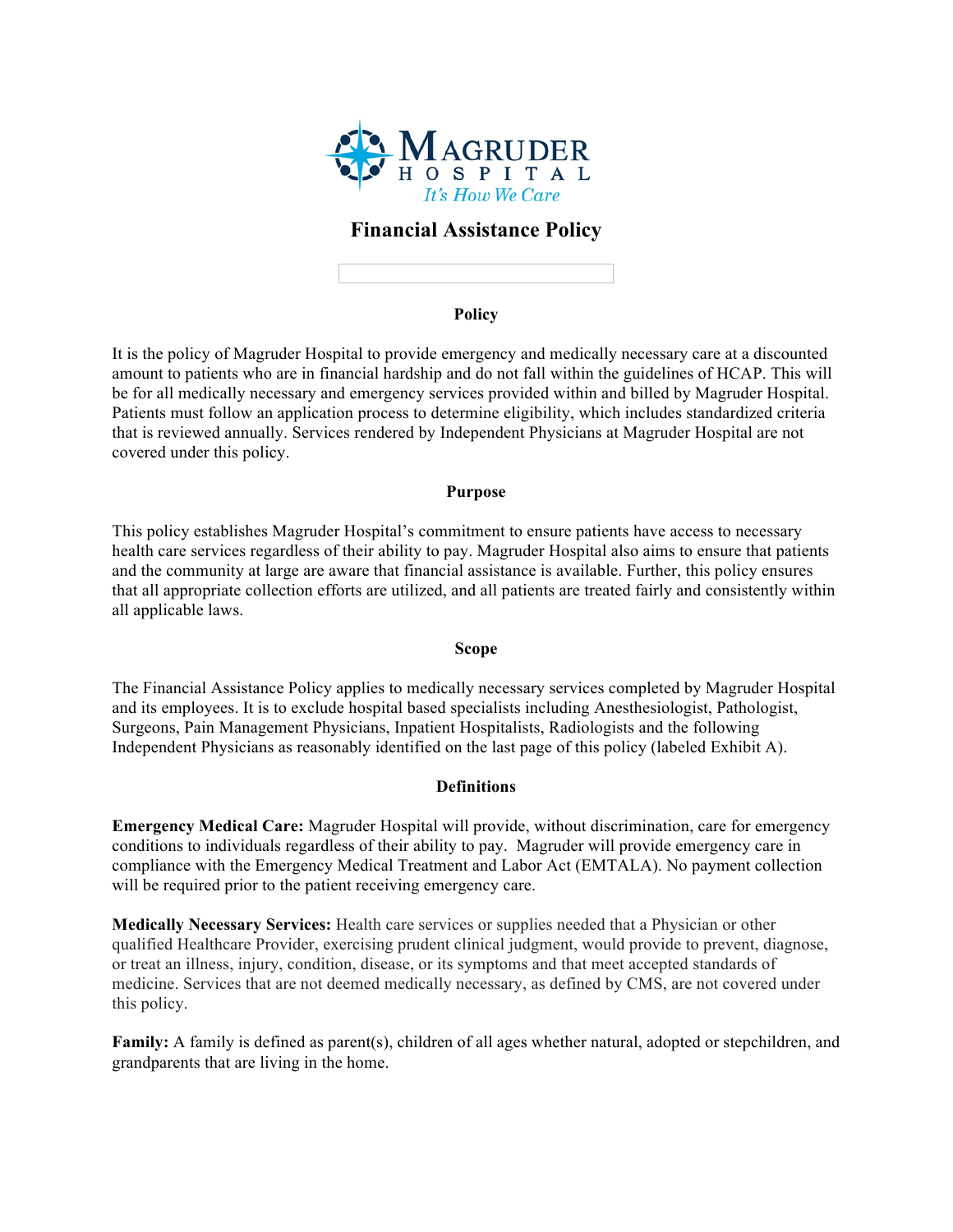Magruder Hospital

It's How We Care

# Financial Assistance Policy

## Policy

It is the policy of Magruder Hospital to provide emergency and medically necessary care at a discounted amount to patients who are in financial hardship and do not fall within the guidelines of HCAP. This will be for all medically necessary and emergency services provided within and billed by Magruder Hospital. Patients must follow an application process to determine eligibility, which includes standardized criteria that is reviewed annually. Services rendered by Independent Physicians at Magruder Hospital are not covered under this policy.

## Purpose

This policy establishes Magruder Hospital's commitment to ensure patients have access to necessary health care services regardless of their ability to pay. Magruder Hospital also aims to ensure that patients and the community at large are aware that financial assistance is available. Further, this policy ensures that all appropriate collection efforts are utilized, and all patients are treated fairly and consistently within all applicable laws.

## Scope

The Financial Assistance Policy applies to medically necessary services completed by Magruder Hospital and its employees. It is to exclude hospital based specialists including Anesthesiologist, Pathologist, Surgeons, Pain Management Physicians, Inpatient Hospitalists, Radiologists and the following Independent Physicians as reasonably identified on the last page of this policy (labeled Exhibit A).

## Definitions

**Emergency Medical Care:** Magruder Hospital will provide, without discrimination, care for emergency conditions to individuals regardless of their ability to pay. Magruder will provide emergency care in compliance with the Emergency Medical Treatment and Labor Act (EMTALA). No payment collection will be required prior to the patient receiving emergency care.

**Medically Necessary Services:** Health care services or supplies needed that a Physician or other qualified Healthcare Provider, exercising prudent clinical judgment, would provide to prevent, diagnose, or treat an illness, injury, condition, disease, or its symptoms and that meet accepted standards of medicine. Services that are not deemed medically necessary, as defined by CMS, are not covered under this policy.

**Family:** A family is defined as parent(s), children of all ages whether natural, adopted or stepchildren, and grandparents that are living in the home.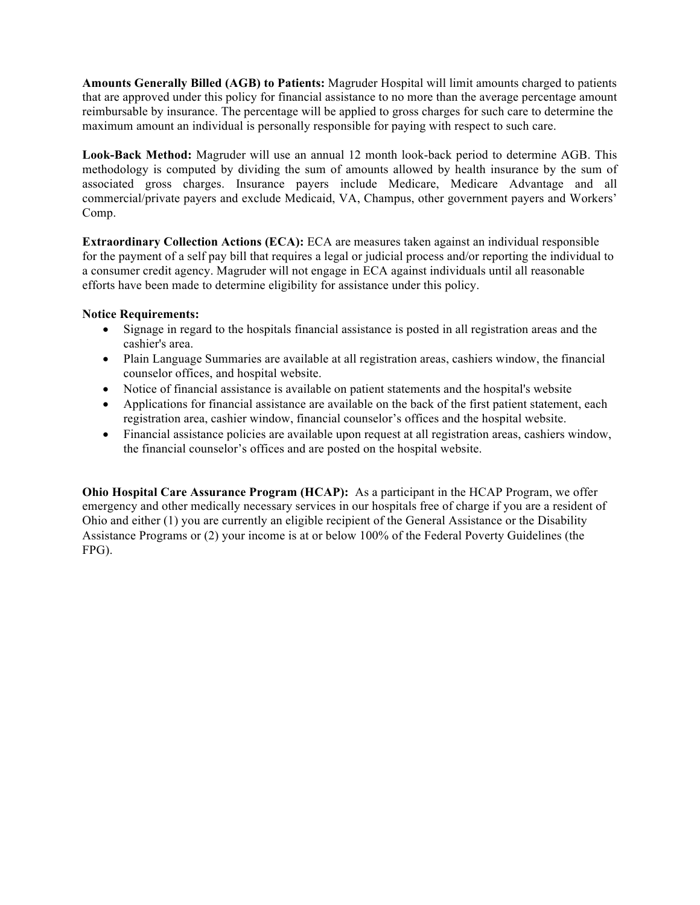**Amounts Generally Billed (AGB) to Patients:** Magruder Hospital will limit amounts charged to patients that are approved under this policy for financial assistance to no more than the average percentage amount reimbursable by insurance. The percentage will be applied to gross charges for such care to determine the maximum amount an individual is personally responsible for paying with respect to such care.

**Look-Back Method:** Magruder will use an annual 12 month look-back period to determine AGB. This methodology is computed by dividing the sum of amounts allowed by health insurance by the sum of associated gross charges. Insurance payers include Medicare, Medicare Advantage and all commercial/private payers and exclude Medicaid, VA, Champus, other government payers and Workers' Comp.

**Extraordinary Collection Actions (ECA):** ECA are measures taken against an individual responsible for the payment of a self pay bill that requires a legal or judicial process and/or reporting the individual to a consumer credit agency. Magruder will not engage in ECA against individuals until all reasonable efforts have been made to determine eligibility for assistance under this policy.

**Notice Requirements:**

- Signage in regard to the hospitals financial assistance is posted in all registration areas and the cashier's area.
- Plain Language Summaries are available at all registration areas, cashiers window, the financial counselor offices, and hospital website.
- Notice of financial assistance is available on patient statements and the hospital's website
- Applications for financial assistance are available on the back of the first patient statement, each registration area, cashier window, financial counselor's offices and the hospital website.
- Financial assistance policies are available upon request at all registration areas, cashiers window, the financial counselor's offices and are posted on the hospital website.

**Ohio Hospital Care Assurance Program (HCAP):** As a participant in the HCAP Program, we offer emergency and other medically necessary services in our hospitals free of charge if you are a resident of Ohio and either (1) you are currently an eligible recipient of the General Assistance or the Disability Assistance Programs or (2) your income is at or below 100% of the Federal Poverty Guidelines (the FPG).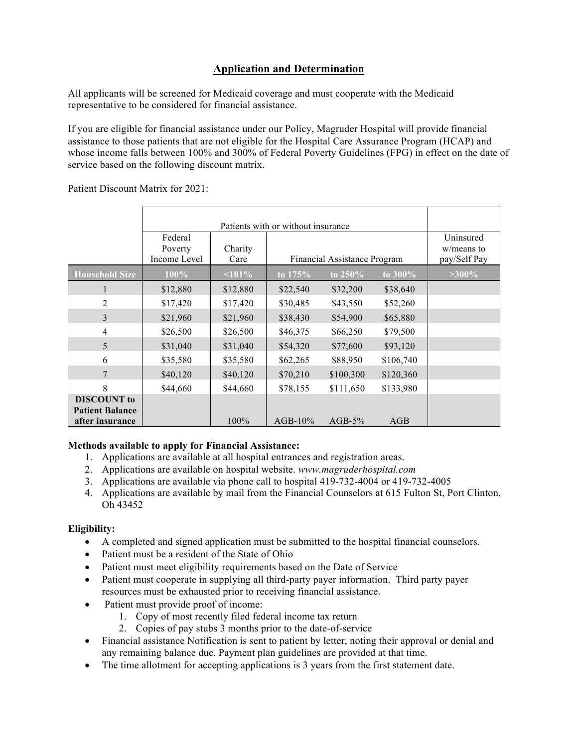## Application and Determination

All applicants will be screened for Medicaid coverage and must cooperate with the Medicaid representative to be considered for financial assistance.

If you are eligible for financial assistance under our Policy, Magruder Hospital will provide financial assistance to those patients that are not eligible for the Hospital Care Assurance Program (HCAP) and whose income falls between 100% and 300% of Federal Poverty Guidelines (FPG) in effect on the date of service based on the following discount matrix.

Patient Discount Matrix for 2021:

| | Patients with or without insurance | | | | | |
|---|---|---|---|---|---|---|
| | Federal Poverty Income Level | Charity Care | Financial Assistance Program | | | Uninsured w/means to pay/Self Pay |
| **Household Size** | **100%** | **<101%** | **to 175%** | **to 250%** | **to 300%** | **>300%** |
| 1 | $12,880 | $12,880 | $22,540 | $32,200 | $38,640 | |
| 2 | $17,420 | $17,420 | $30,485 | $43,550 | $52,260 | |
| 3 | $21,960 | $21,960 | $38,430 | $54,900 | $65,880 | |
| 4 | $26,500 | $26,500 | $46,375 | $66,250 | $79,500 | |
| 5 | $31,040 | $31,040 | $54,320 | $77,600 | $93,120 | |
| 6 | $35,580 | $35,580 | $62,265 | $88,950 | $106,740 | |
| 7 | $40,120 | $40,120 | $70,210 | $100,300 | $120,360 | |
| 8 | $44,660 | $44,660 | $78,155 | $111,650 | $133,980 | |
| **DISCOUNT to Patient Balance after insurance** | | 100% | AGB-10% | AGB-5% | AGB | |

**Methods available to apply for Financial Assistance:**

1. Applications are available at all hospital entrances and registration areas.
2. Applications are available on hospital website. *www.magruderhospital.com*
3. Applications are available via phone call to hospital 419-732-4004 or 419-732-4005
4. Applications are available by mail from the Financial Counselors at 615 Fulton St, Port Clinton, Oh 43452

**Eligibility:**

- A completed and signed application must be submitted to the hospital financial counselors.
- Patient must be a resident of the State of Ohio
- Patient must meet eligibility requirements based on the Date of Service
- Patient must cooperate in supplying all third-party payer information. Third party payer resources must be exhausted prior to receiving financial assistance.
- Patient must provide proof of income:
  1. Copy of most recently filed federal income tax return
  2. Copies of pay stubs 3 months prior to the date-of-service
- Financial assistance Notification is sent to patient by letter, noting their approval or denial and any remaining balance due. Payment plan guidelines are provided at that time.
- The time allotment for accepting applications is 3 years from the first statement date.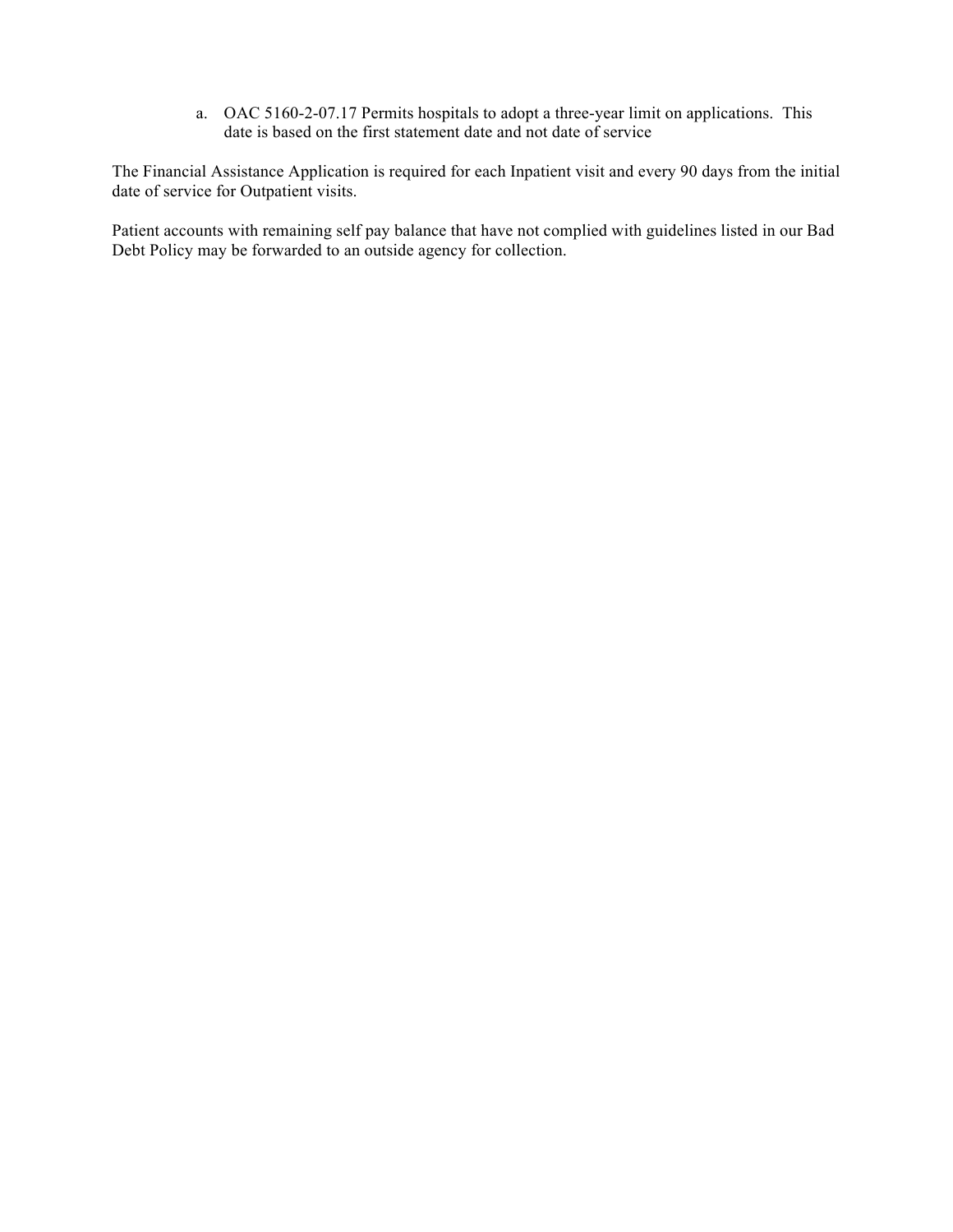a. OAC 5160-2-07.17 Permits hospitals to adopt a three-year limit on applications. This date is based on the first statement date and not date of service

The Financial Assistance Application is required for each Inpatient visit and every 90 days from the initial date of service for Outpatient visits.

Patient accounts with remaining self pay balance that have not complied with guidelines listed in our Bad Debt Policy may be forwarded to an outside agency for collection.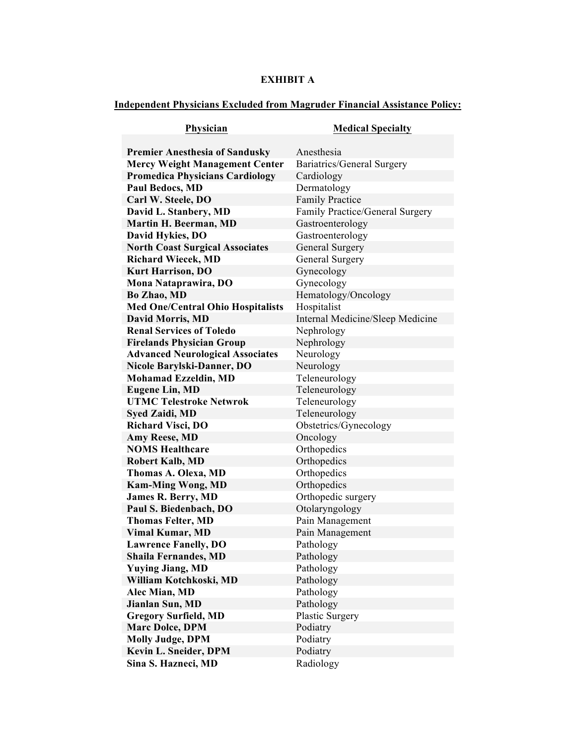**EXHIBIT A**

**Independent Physicians Excluded from Magruder Financial Assistance Policy:**

| Physician | Medical Specialty |
|---|---|
| **Premier Anesthesia of Sandusky** | Anesthesia |
| **Mercy Weight Management Center** | Bariatrics/General Surgery |
| **Promedica Physicians Cardiology** | Cardiology |
| **Paul Bedocs, MD** | Dermatology |
| **Carl W. Steele, DO** | Family Practice |
| **David L. Stanbery, MD** | Family Practice/General Surgery |
| **Martin H. Beerman, MD** | Gastroenterology |
| **David Hykies, DO** | Gastroenterology |
| **North Coast Surgical Associates** | General Surgery |
| **Richard Wiecek, MD** | General Surgery |
| **Kurt Harrison, DO** | Gynecology |
| **Mona Nataprawira, DO** | Gynecology |
| **Bo Zhao, MD** | Hematology/Oncology |
| **Med One/Central Ohio Hospitalists** | Hospitalist |
| **David Morris, MD** | Internal Medicine/Sleep Medicine |
| **Renal Services of Toledo** | Nephrology |
| **Firelands Physician Group** | Nephrology |
| **Advanced Neurological Associates** | Neurology |
| **Nicole Barylski-Danner, DO** | Neurology |
| **Mohamad Ezzeldin, MD** | Teleneurology |
| **Eugene Lin, MD** | Teleneurology |
| **UTMC Telestroke Netwrok** | Teleneurology |
| **Syed Zaidi, MD** | Teleneurology |
| **Richard Visci, DO** | Obstetrics/Gynecology |
| **Amy Reese, MD** | Oncology |
| **NOMS Healthcare** | Orthopedics |
| **Robert Kalb, MD** | Orthopedics |
| **Thomas A. Olexa, MD** | Orthopedics |
| **Kam-Ming Wong, MD** | Orthopedics |
| **James R. Berry, MD** | Orthopedic surgery |
| **Paul S. Biedenbach, DO** | Otolaryngology |
| **Thomas Felter, MD** | Pain Management |
| **Vimal Kumar, MD** | Pain Management |
| **Lawrence Fanelly, DO** | Pathology |
| **Shaila Fernandes, MD** | Pathology |
| **Yuying Jiang, MD** | Pathology |
| **William Kotchkoski, MD** | Pathology |
| **Alec Mian, MD** | Pathology |
| **Jianlan Sun, MD** | Pathology |
| **Gregory Surfield, MD** | Plastic Surgery |
| **Marc Dolce, DPM** | Podiatry |
| **Molly Judge, DPM** | Podiatry |
| **Kevin L. Sneider, DPM** | Podiatry |
| **Sina S. Hazneci, MD** | Radiology |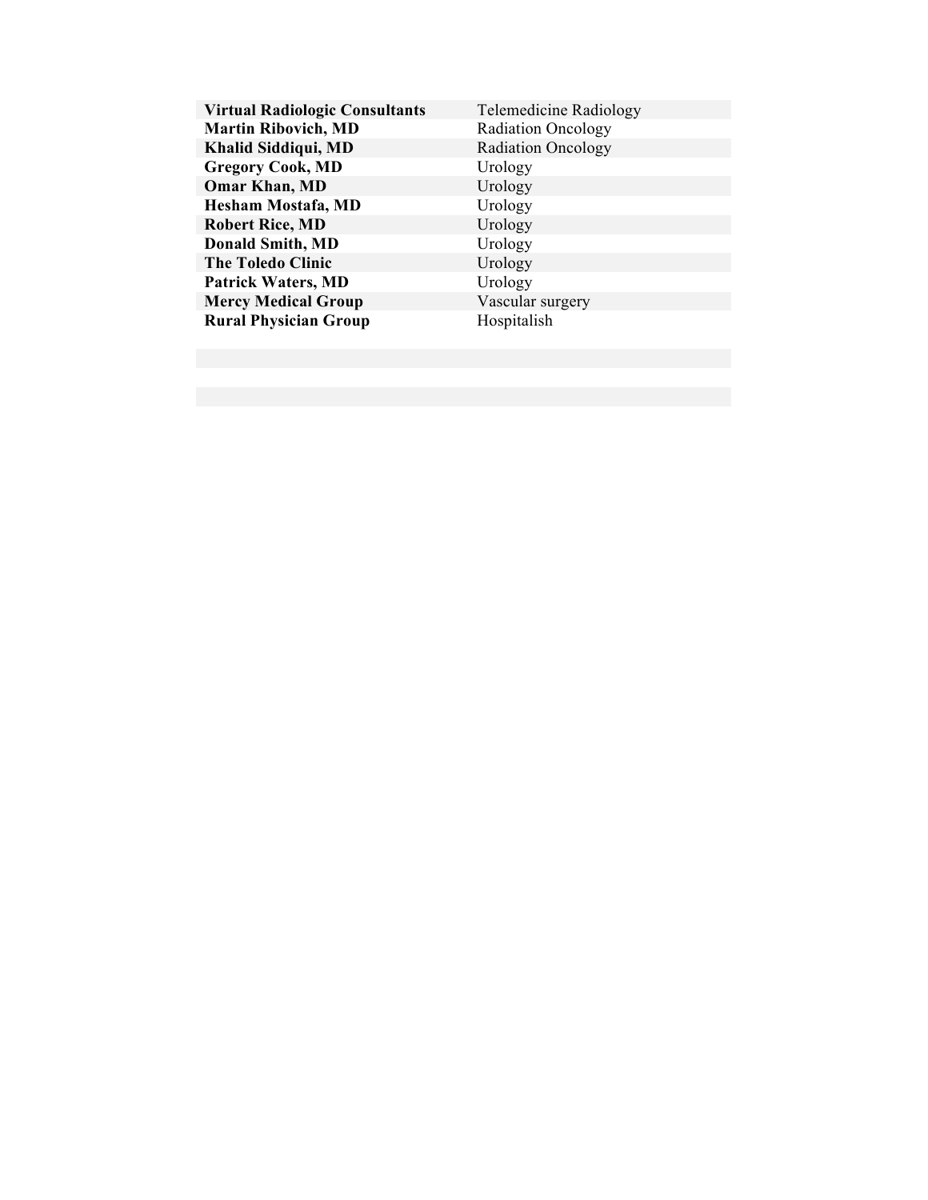| | |
|---|---|
| **Virtual Radiologic Consultants** | Telemedicine Radiology |
| **Martin Ribovich, MD** | Radiation Oncology |
| **Khalid Siddiqui, MD** | Radiation Oncology |
| **Gregory Cook, MD** | Urology |
| **Omar Khan, MD** | Urology |
| **Hesham Mostafa, MD** | Urology |
| **Robert Rice, MD** | Urology |
| **Donald Smith, MD** | Urology |
| **The Toledo Clinic** | Urology |
| **Patrick Waters, MD** | Urology |
| **Mercy Medical Group** | Vascular surgery |
| **Rural Physician Group** | Hospitalish |